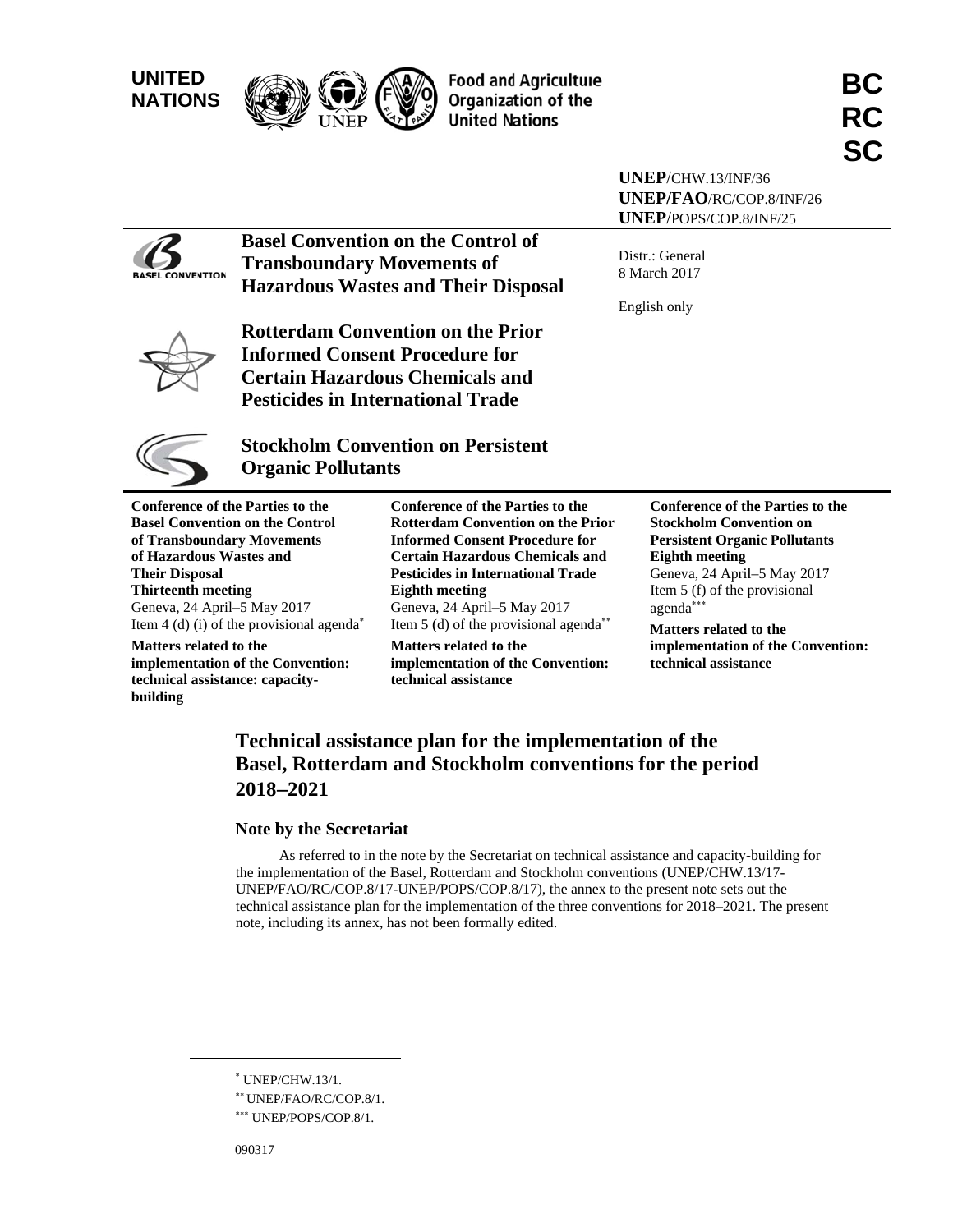UNITED NATIONS

Food and Agriculture Organization of the United Nations

**BC RC SC**

**UNEP**/CHW.13/INF/36
**UNEP/FAO**/RC/COP.8/INF/26
**UNEP**/POPS/COP.8/INF/25

Distr.: General
8 March 2017

English only

**Basel Convention on the Control of Transboundary Movements of Hazardous Wastes and Their Disposal**

**Rotterdam Convention on the Prior Informed Consent Procedure for Certain Hazardous Chemicals and Pesticides in International Trade**

**Stockholm Convention on Persistent Organic Pollutants**

**Conference of the Parties to the Basel Convention on the Control of Transboundary Movements of Hazardous Wastes and Their Disposal**
**Thirteenth meeting**
Geneva, 24 April–5 May 2017
Item 4 (d) (i) of the provisional agenda[*]

**Matters related to the implementation of the Convention: technical assistance: capacity-building**

**Conference of the Parties to the Rotterdam Convention on the Prior Informed Consent Procedure for Certain Hazardous Chemicals and Pesticides in International Trade**
**Eighth meeting**
Geneva, 24 April–5 May 2017
Item 5 (d) of the provisional agenda[**]

**Matters related to the implementation of the Convention: technical assistance**

**Conference of the Parties to the Stockholm Convention on Persistent Organic Pollutants**
**Eighth meeting**
Geneva, 24 April–5 May 2017
Item 5 (f) of the provisional agenda[***]

**Matters related to the implementation of the Convention: technical assistance**

# Technical assistance plan for the implementation of the Basel, Rotterdam and Stockholm conventions for the period 2018–2021

## Note by the Secretariat

As referred to in the note by the Secretariat on technical assistance and capacity-building for the implementation of the Basel, Rotterdam and Stockholm conventions (UNEP/CHW.13/17-UNEP/FAO/RC/COP.8/17-UNEP/POPS/COP.8/17), the annex to the present note sets out the technical assistance plan for the implementation of the three conventions for 2018–2021. The present note, including its annex, has not been formally edited.

[*] UNEP/CHW.13/1.
[**] UNEP/FAO/RC/COP.8/1.
[***] UNEP/POPS/COP.8/1.

090317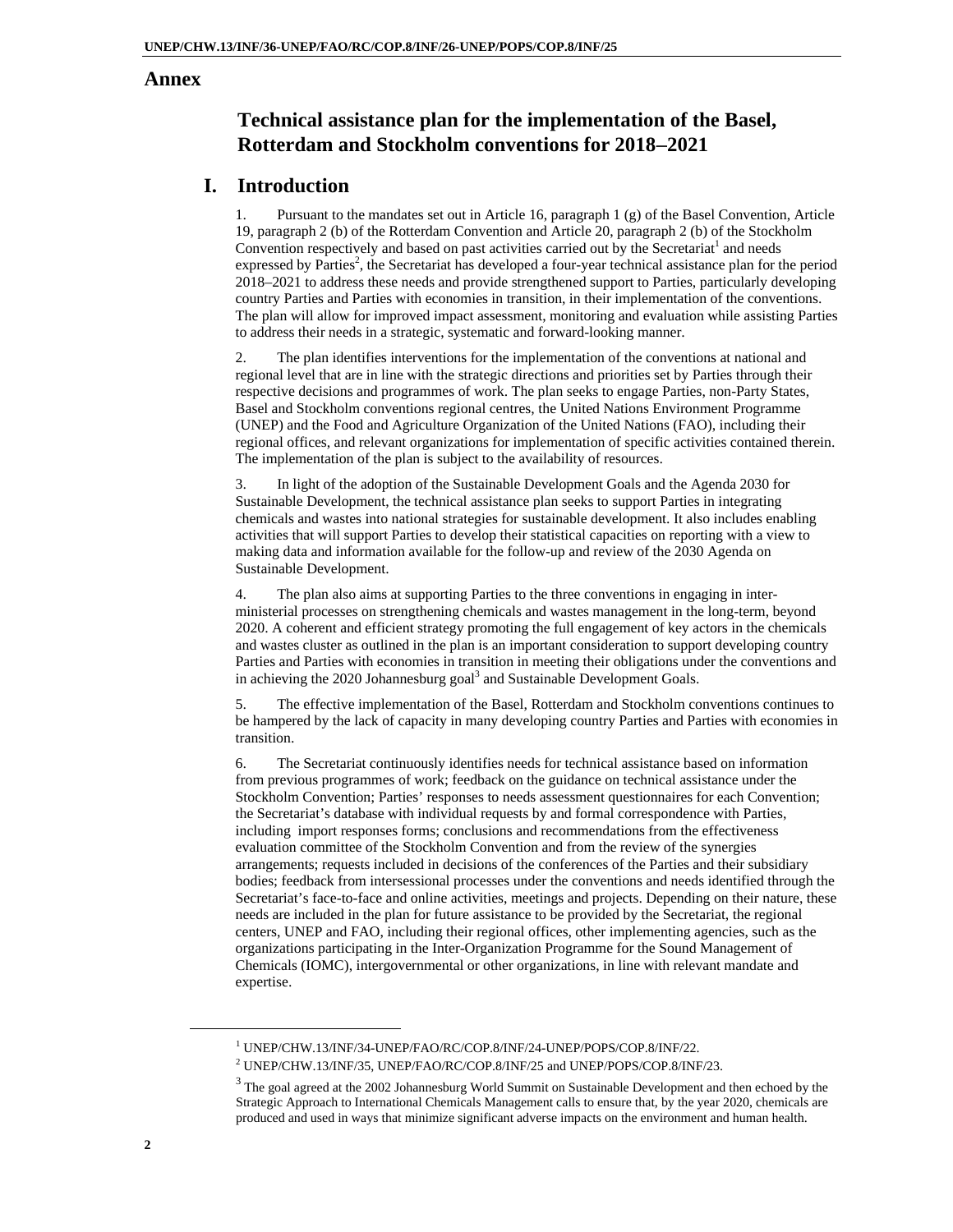# Annex

## Technical assistance plan for the implementation of the Basel, Rotterdam and Stockholm conventions for 2018–2021

## I. Introduction

1. Pursuant to the mandates set out in Article 16, paragraph 1 (g) of the Basel Convention, Article 19, paragraph 2 (b) of the Rotterdam Convention and Article 20, paragraph 2 (b) of the Stockholm Convention respectively and based on past activities carried out by the Secretariat[1] and needs expressed by Parties[2], the Secretariat has developed a four-year technical assistance plan for the period 2018–2021 to address these needs and provide strengthened support to Parties, particularly developing country Parties and Parties with economies in transition, in their implementation of the conventions. The plan will allow for improved impact assessment, monitoring and evaluation while assisting Parties to address their needs in a strategic, systematic and forward-looking manner.

2. The plan identifies interventions for the implementation of the conventions at national and regional level that are in line with the strategic directions and priorities set by Parties through their respective decisions and programmes of work. The plan seeks to engage Parties, non-Party States, Basel and Stockholm conventions regional centres, the United Nations Environment Programme (UNEP) and the Food and Agriculture Organization of the United Nations (FAO), including their regional offices, and relevant organizations for implementation of specific activities contained therein. The implementation of the plan is subject to the availability of resources.

3. In light of the adoption of the Sustainable Development Goals and the Agenda 2030 for Sustainable Development, the technical assistance plan seeks to support Parties in integrating chemicals and wastes into national strategies for sustainable development. It also includes enabling activities that will support Parties to develop their statistical capacities on reporting with a view to making data and information available for the follow-up and review of the 2030 Agenda on Sustainable Development.

4. The plan also aims at supporting Parties to the three conventions in engaging in inter-ministerial processes on strengthening chemicals and wastes management in the long-term, beyond 2020. A coherent and efficient strategy promoting the full engagement of key actors in the chemicals and wastes cluster as outlined in the plan is an important consideration to support developing country Parties and Parties with economies in transition in meeting their obligations under the conventions and in achieving the 2020 Johannesburg goal[3] and Sustainable Development Goals.

5. The effective implementation of the Basel, Rotterdam and Stockholm conventions continues to be hampered by the lack of capacity in many developing country Parties and Parties with economies in transition.

6. The Secretariat continuously identifies needs for technical assistance based on information from previous programmes of work; feedback on the guidance on technical assistance under the Stockholm Convention; Parties' responses to needs assessment questionnaires for each Convention; the Secretariat's database with individual requests by and formal correspondence with Parties, including import responses forms; conclusions and recommendations from the effectiveness evaluation committee of the Stockholm Convention and from the review of the synergies arrangements; requests included in decisions of the conferences of the Parties and their subsidiary bodies; feedback from intersessional processes under the conventions and needs identified through the Secretariat's face-to-face and online activities, meetings and projects. Depending on their nature, these needs are included in the plan for future assistance to be provided by the Secretariat, the regional centers, UNEP and FAO, including their regional offices, other implementing agencies, such as the organizations participating in the Inter-Organization Programme for the Sound Management of Chemicals (IOMC), intergovernmental or other organizations, in line with relevant mandate and expertise.

---

[1] UNEP/CHW.13/INF/34-UNEP/FAO/RC/COP.8/INF/24-UNEP/POPS/COP.8/INF/22.

[2] UNEP/CHW.13/INF/35, UNEP/FAO/RC/COP.8/INF/25 and UNEP/POPS/COP.8/INF/23.

[3] The goal agreed at the 2002 Johannesburg World Summit on Sustainable Development and then echoed by the Strategic Approach to International Chemicals Management calls to ensure that, by the year 2020, chemicals are produced and used in ways that minimize significant adverse impacts on the environment and human health.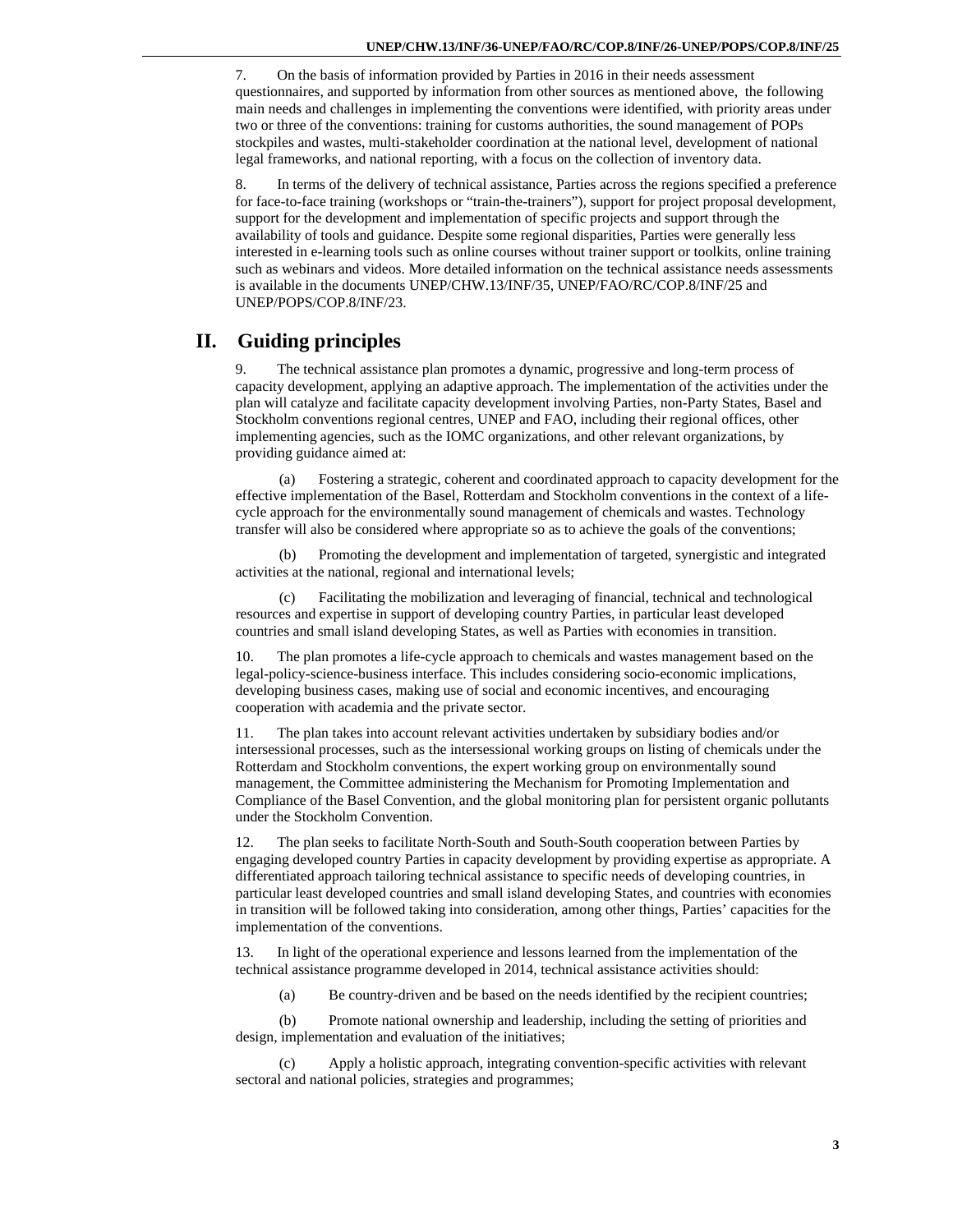7. On the basis of information provided by Parties in 2016 in their needs assessment questionnaires, and supported by information from other sources as mentioned above, the following main needs and challenges in implementing the conventions were identified, with priority areas under two or three of the conventions: training for customs authorities, the sound management of POPs stockpiles and wastes, multi-stakeholder coordination at the national level, development of national legal frameworks, and national reporting, with a focus on the collection of inventory data.

8. In terms of the delivery of technical assistance, Parties across the regions specified a preference for face-to-face training (workshops or "train-the-trainers"), support for project proposal development, support for the development and implementation of specific projects and support through the availability of tools and guidance. Despite some regional disparities, Parties were generally less interested in e-learning tools such as online courses without trainer support or toolkits, online training such as webinars and videos. More detailed information on the technical assistance needs assessments is available in the documents UNEP/CHW.13/INF/35, UNEP/FAO/RC/COP.8/INF/25 and UNEP/POPS/COP.8/INF/23.

# II. Guiding principles

9. The technical assistance plan promotes a dynamic, progressive and long-term process of capacity development, applying an adaptive approach. The implementation of the activities under the plan will catalyze and facilitate capacity development involving Parties, non-Party States, Basel and Stockholm conventions regional centres, UNEP and FAO, including their regional offices, other implementing agencies, such as the IOMC organizations, and other relevant organizations, by providing guidance aimed at:

(a) Fostering a strategic, coherent and coordinated approach to capacity development for the effective implementation of the Basel, Rotterdam and Stockholm conventions in the context of a life-cycle approach for the environmentally sound management of chemicals and wastes. Technology transfer will also be considered where appropriate so as to achieve the goals of the conventions;

(b) Promoting the development and implementation of targeted, synergistic and integrated activities at the national, regional and international levels;

(c) Facilitating the mobilization and leveraging of financial, technical and technological resources and expertise in support of developing country Parties, in particular least developed countries and small island developing States, as well as Parties with economies in transition.

10. The plan promotes a life-cycle approach to chemicals and wastes management based on the legal-policy-science-business interface. This includes considering socio-economic implications, developing business cases, making use of social and economic incentives, and encouraging cooperation with academia and the private sector.

11. The plan takes into account relevant activities undertaken by subsidiary bodies and/or intersessional processes, such as the intersessional working groups on listing of chemicals under the Rotterdam and Stockholm conventions, the expert working group on environmentally sound management, the Committee administering the Mechanism for Promoting Implementation and Compliance of the Basel Convention, and the global monitoring plan for persistent organic pollutants under the Stockholm Convention.

12. The plan seeks to facilitate North-South and South-South cooperation between Parties by engaging developed country Parties in capacity development by providing expertise as appropriate. A differentiated approach tailoring technical assistance to specific needs of developing countries, in particular least developed countries and small island developing States, and countries with economies in transition will be followed taking into consideration, among other things, Parties' capacities for the implementation of the conventions.

13. In light of the operational experience and lessons learned from the implementation of the technical assistance programme developed in 2014, technical assistance activities should:

(a) Be country-driven and be based on the needs identified by the recipient countries;

(b) Promote national ownership and leadership, including the setting of priorities and design, implementation and evaluation of the initiatives;

(c) Apply a holistic approach, integrating convention-specific activities with relevant sectoral and national policies, strategies and programmes;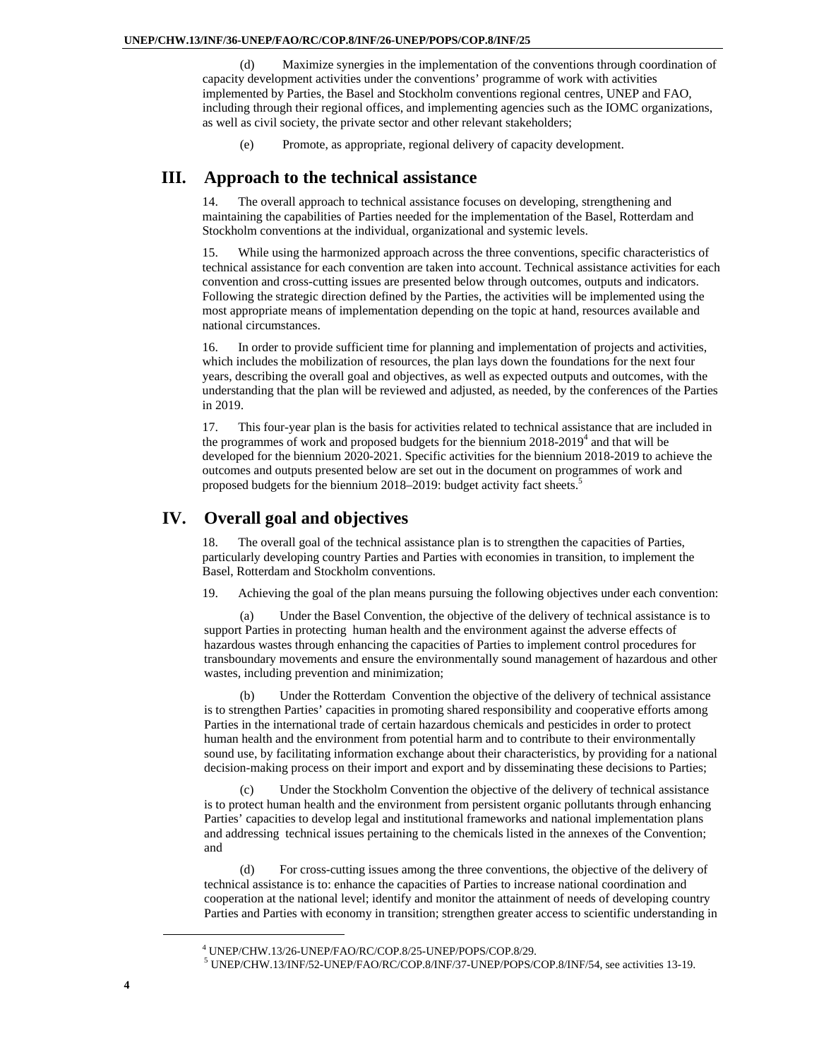(d) Maximize synergies in the implementation of the conventions through coordination of capacity development activities under the conventions' programme of work with activities implemented by Parties, the Basel and Stockholm conventions regional centres, UNEP and FAO, including through their regional offices, and implementing agencies such as the IOMC organizations, as well as civil society, the private sector and other relevant stakeholders;

(e) Promote, as appropriate, regional delivery of capacity development.

## III. Approach to the technical assistance

14. The overall approach to technical assistance focuses on developing, strengthening and maintaining the capabilities of Parties needed for the implementation of the Basel, Rotterdam and Stockholm conventions at the individual, organizational and systemic levels.

15. While using the harmonized approach across the three conventions, specific characteristics of technical assistance for each convention are taken into account. Technical assistance activities for each convention and cross-cutting issues are presented below through outcomes, outputs and indicators. Following the strategic direction defined by the Parties, the activities will be implemented using the most appropriate means of implementation depending on the topic at hand, resources available and national circumstances.

16. In order to provide sufficient time for planning and implementation of projects and activities, which includes the mobilization of resources, the plan lays down the foundations for the next four years, describing the overall goal and objectives, as well as expected outputs and outcomes, with the understanding that the plan will be reviewed and adjusted, as needed, by the conferences of the Parties in 2019.

17. This four-year plan is the basis for activities related to technical assistance that are included in the programmes of work and proposed budgets for the biennium 2018-2019[4] and that will be developed for the biennium 2020-2021. Specific activities for the biennium 2018-2019 to achieve the outcomes and outputs presented below are set out in the document on programmes of work and proposed budgets for the biennium 2018–2019: budget activity fact sheets.[5]

## IV. Overall goal and objectives

18. The overall goal of the technical assistance plan is to strengthen the capacities of Parties, particularly developing country Parties and Parties with economies in transition, to implement the Basel, Rotterdam and Stockholm conventions.

19. Achieving the goal of the plan means pursuing the following objectives under each convention:

(a) Under the Basel Convention, the objective of the delivery of technical assistance is to support Parties in protecting human health and the environment against the adverse effects of hazardous wastes through enhancing the capacities of Parties to implement control procedures for transboundary movements and ensure the environmentally sound management of hazardous and other wastes, including prevention and minimization;

(b) Under the Rotterdam Convention the objective of the delivery of technical assistance is to strengthen Parties' capacities in promoting shared responsibility and cooperative efforts among Parties in the international trade of certain hazardous chemicals and pesticides in order to protect human health and the environment from potential harm and to contribute to their environmentally sound use, by facilitating information exchange about their characteristics, by providing for a national decision-making process on their import and export and by disseminating these decisions to Parties;

(c) Under the Stockholm Convention the objective of the delivery of technical assistance is to protect human health and the environment from persistent organic pollutants through enhancing Parties' capacities to develop legal and institutional frameworks and national implementation plans and addressing technical issues pertaining to the chemicals listed in the annexes of the Convention; and

(d) For cross-cutting issues among the three conventions, the objective of the delivery of technical assistance is to: enhance the capacities of Parties to increase national coordination and cooperation at the national level; identify and monitor the attainment of needs of developing country Parties and Parties with economy in transition; strengthen greater access to scientific understanding in

---

[4] UNEP/CHW.13/26-UNEP/FAO/RC/COP.8/25-UNEP/POPS/COP.8/29.

[5] UNEP/CHW.13/INF/52-UNEP/FAO/RC/COP.8/INF/37-UNEP/POPS/COP.8/INF/54, see activities 13-19.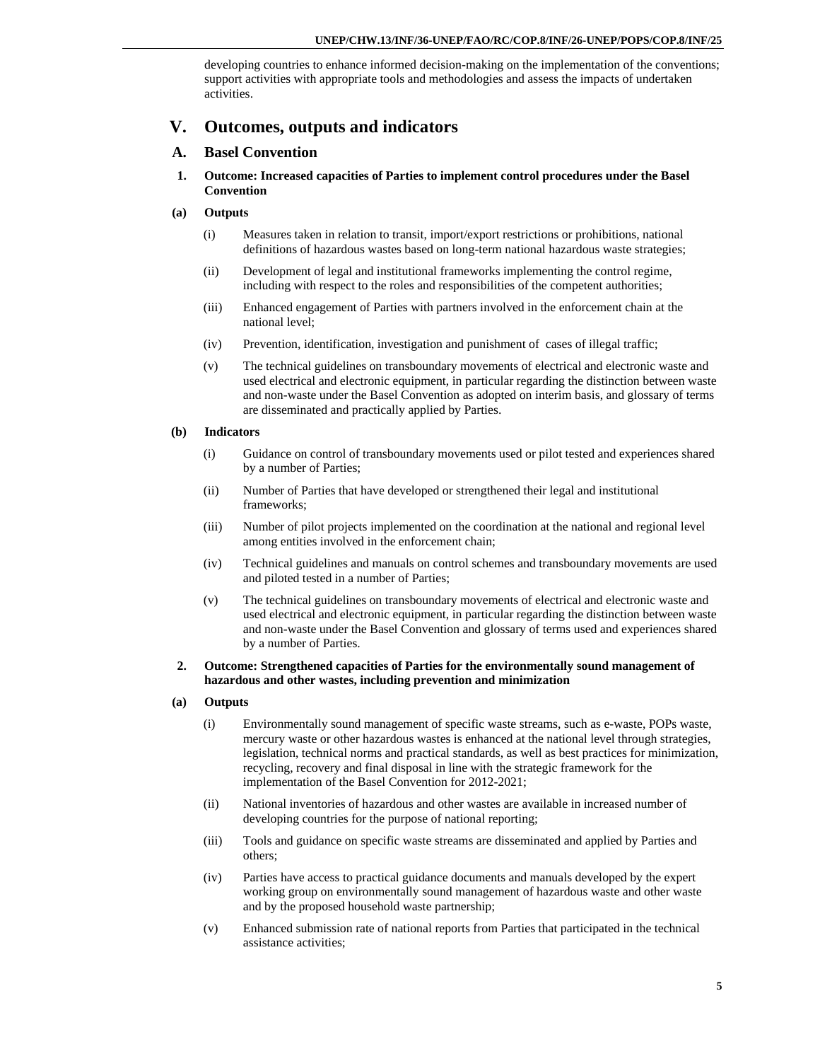developing countries to enhance informed decision-making on the implementation of the conventions; support activities with appropriate tools and methodologies and assess the impacts of undertaken activities.

# V. Outcomes, outputs and indicators

## A. Basel Convention

### 1. Outcome: Increased capacities of Parties to implement control procedures under the Basel Convention

#### (a) Outputs

(i) Measures taken in relation to transit, import/export restrictions or prohibitions, national definitions of hazardous wastes based on long-term national hazardous waste strategies;

(ii) Development of legal and institutional frameworks implementing the control regime, including with respect to the roles and responsibilities of the competent authorities;

(iii) Enhanced engagement of Parties with partners involved in the enforcement chain at the national level;

(iv) Prevention, identification, investigation and punishment of cases of illegal traffic;

(v) The technical guidelines on transboundary movements of electrical and electronic waste and used electrical and electronic equipment, in particular regarding the distinction between waste and non-waste under the Basel Convention as adopted on interim basis, and glossary of terms are disseminated and practically applied by Parties.

#### (b) Indicators

(i) Guidance on control of transboundary movements used or pilot tested and experiences shared by a number of Parties;

(ii) Number of Parties that have developed or strengthened their legal and institutional frameworks;

(iii) Number of pilot projects implemented on the coordination at the national and regional level among entities involved in the enforcement chain;

(iv) Technical guidelines and manuals on control schemes and transboundary movements are used and piloted tested in a number of Parties;

(v) The technical guidelines on transboundary movements of electrical and electronic waste and used electrical and electronic equipment, in particular regarding the distinction between waste and non-waste under the Basel Convention and glossary of terms used and experiences shared by a number of Parties.

### 2. Outcome: Strengthened capacities of Parties for the environmentally sound management of hazardous and other wastes, including prevention and minimization

#### (a) Outputs

(i) Environmentally sound management of specific waste streams, such as e-waste, POPs waste, mercury waste or other hazardous wastes is enhanced at the national level through strategies, legislation, technical norms and practical standards, as well as best practices for minimization, recycling, recovery and final disposal in line with the strategic framework for the implementation of the Basel Convention for 2012-2021;

(ii) National inventories of hazardous and other wastes are available in increased number of developing countries for the purpose of national reporting;

(iii) Tools and guidance on specific waste streams are disseminated and applied by Parties and others;

(iv) Parties have access to practical guidance documents and manuals developed by the expert working group on environmentally sound management of hazardous waste and other waste and by the proposed household waste partnership;

(v) Enhanced submission rate of national reports from Parties that participated in the technical assistance activities;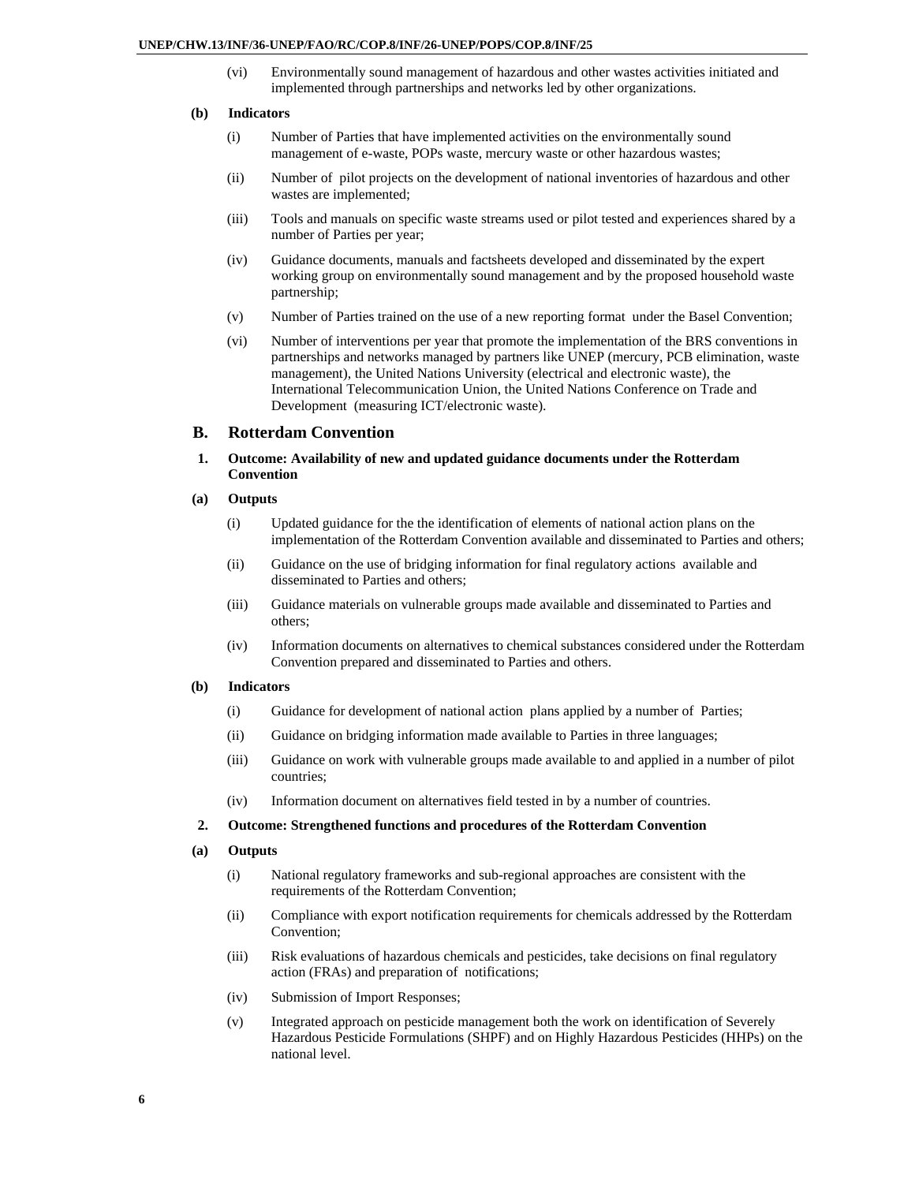(vi) Environmentally sound management of hazardous and other wastes activities initiated and implemented through partnerships and networks led by other organizations.

**(b) Indicators**

(i) Number of Parties that have implemented activities on the environmentally sound management of e-waste, POPs waste, mercury waste or other hazardous wastes;

(ii) Number of pilot projects on the development of national inventories of hazardous and other wastes are implemented;

(iii) Tools and manuals on specific waste streams used or pilot tested and experiences shared by a number of Parties per year;

(iv) Guidance documents, manuals and factsheets developed and disseminated by the expert working group on environmentally sound management and by the proposed household waste partnership;

(v) Number of Parties trained on the use of a new reporting format under the Basel Convention;

(vi) Number of interventions per year that promote the implementation of the BRS conventions in partnerships and networks managed by partners like UNEP (mercury, PCB elimination, waste management), the United Nations University (electrical and electronic waste), the International Telecommunication Union, the United Nations Conference on Trade and Development (measuring ICT/electronic waste).

## B. Rotterdam Convention

### 1. Outcome: Availability of new and updated guidance documents under the Rotterdam Convention

**(a) Outputs**

(i) Updated guidance for the the identification of elements of national action plans on the implementation of the Rotterdam Convention available and disseminated to Parties and others;

(ii) Guidance on the use of bridging information for final regulatory actions available and disseminated to Parties and others;

(iii) Guidance materials on vulnerable groups made available and disseminated to Parties and others;

(iv) Information documents on alternatives to chemical substances considered under the Rotterdam Convention prepared and disseminated to Parties and others.

**(b) Indicators**

(i) Guidance for development of national action plans applied by a number of Parties;

(ii) Guidance on bridging information made available to Parties in three languages;

(iii) Guidance on work with vulnerable groups made available to and applied in a number of pilot countries;

(iv) Information document on alternatives field tested in by a number of countries.

### 2. Outcome: Strengthened functions and procedures of the Rotterdam Convention

**(a) Outputs**

(i) National regulatory frameworks and sub-regional approaches are consistent with the requirements of the Rotterdam Convention;

(ii) Compliance with export notification requirements for chemicals addressed by the Rotterdam Convention;

(iii) Risk evaluations of hazardous chemicals and pesticides, take decisions on final regulatory action (FRAs) and preparation of notifications;

(iv) Submission of Import Responses;

(v) Integrated approach on pesticide management both the work on identification of Severely Hazardous Pesticide Formulations (SHPF) and on Highly Hazardous Pesticides (HHPs) on the national level.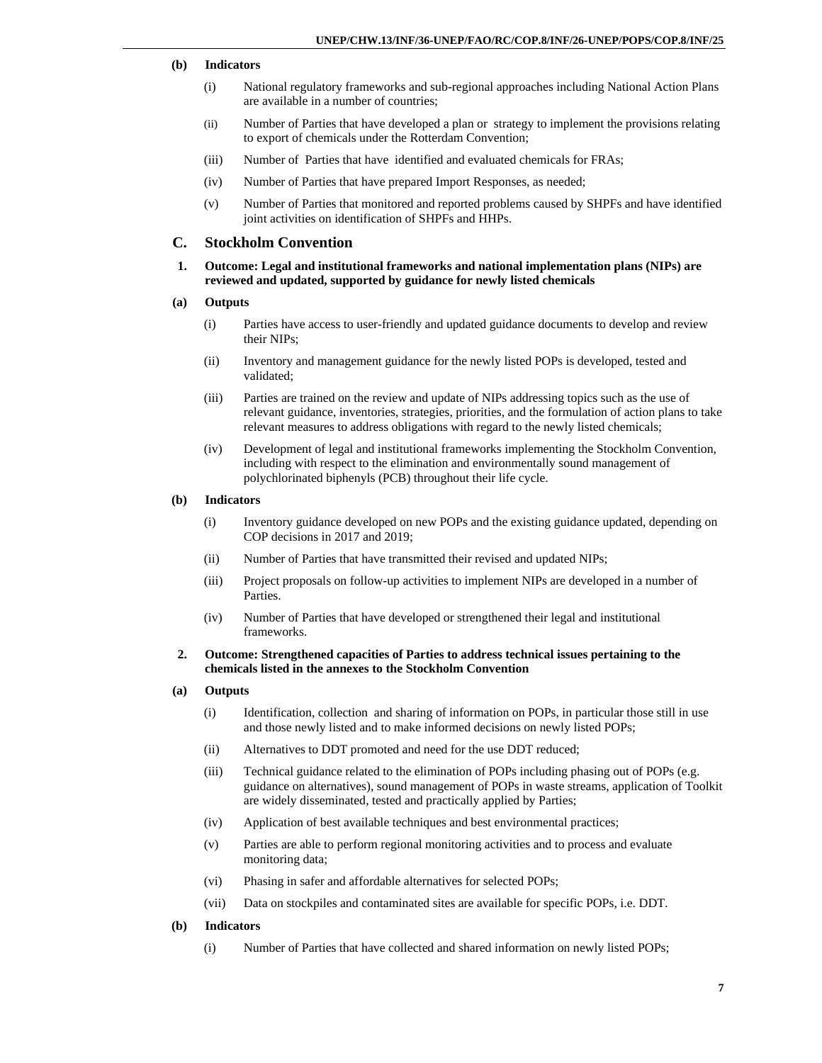**(b) Indicators**

(i) National regulatory frameworks and sub-regional approaches including National Action Plans are available in a number of countries;

(ii) Number of Parties that have developed a plan or strategy to implement the provisions relating to export of chemicals under the Rotterdam Convention;

(iii) Number of Parties that have identified and evaluated chemicals for FRAs;

(iv) Number of Parties that have prepared Import Responses, as needed;

(v) Number of Parties that monitored and reported problems caused by SHPFs and have identified joint activities on identification of SHPFs and HHPs.

## C. Stockholm Convention

### 1. Outcome: Legal and institutional frameworks and national implementation plans (NIPs) are reviewed and updated, supported by guidance for newly listed chemicals

**(a) Outputs**

(i) Parties have access to user-friendly and updated guidance documents to develop and review their NIPs;

(ii) Inventory and management guidance for the newly listed POPs is developed, tested and validated;

(iii) Parties are trained on the review and update of NIPs addressing topics such as the use of relevant guidance, inventories, strategies, priorities, and the formulation of action plans to take relevant measures to address obligations with regard to the newly listed chemicals;

(iv) Development of legal and institutional frameworks implementing the Stockholm Convention, including with respect to the elimination and environmentally sound management of polychlorinated biphenyls (PCB) throughout their life cycle.

**(b) Indicators**

(i) Inventory guidance developed on new POPs and the existing guidance updated, depending on COP decisions in 2017 and 2019;

(ii) Number of Parties that have transmitted their revised and updated NIPs;

(iii) Project proposals on follow-up activities to implement NIPs are developed in a number of Parties.

(iv) Number of Parties that have developed or strengthened their legal and institutional frameworks.

### 2. Outcome: Strengthened capacities of Parties to address technical issues pertaining to the chemicals listed in the annexes to the Stockholm Convention

**(a) Outputs**

(i) Identification, collection and sharing of information on POPs, in particular those still in use and those newly listed and to make informed decisions on newly listed POPs;

(ii) Alternatives to DDT promoted and need for the use DDT reduced;

(iii) Technical guidance related to the elimination of POPs including phasing out of POPs (e.g. guidance on alternatives), sound management of POPs in waste streams, application of Toolkit are widely disseminated, tested and practically applied by Parties;

(iv) Application of best available techniques and best environmental practices;

(v) Parties are able to perform regional monitoring activities and to process and evaluate monitoring data;

(vi) Phasing in safer and affordable alternatives for selected POPs;

(vii) Data on stockpiles and contaminated sites are available for specific POPs, i.e. DDT.

**(b) Indicators**

(i) Number of Parties that have collected and shared information on newly listed POPs;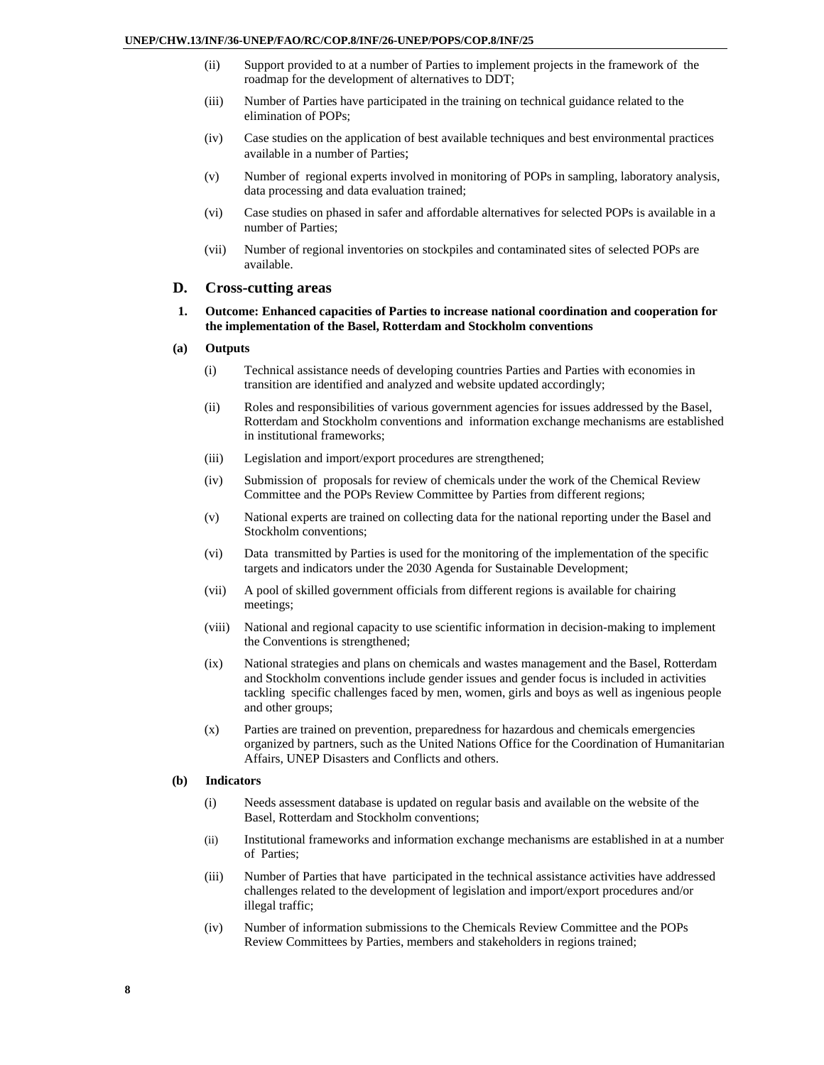(ii) Support provided to at a number of Parties to implement projects in the framework of the roadmap for the development of alternatives to DDT;

(iii) Number of Parties have participated in the training on technical guidance related to the elimination of POPs;

(iv) Case studies on the application of best available techniques and best environmental practices available in a number of Parties;

(v) Number of regional experts involved in monitoring of POPs in sampling, laboratory analysis, data processing and data evaluation trained;

(vi) Case studies on phased in safer and affordable alternatives for selected POPs is available in a number of Parties;

(vii) Number of regional inventories on stockpiles and contaminated sites of selected POPs are available.

## D. Cross-cutting areas

### 1. Outcome: Enhanced capacities of Parties to increase national coordination and cooperation for the implementation of the Basel, Rotterdam and Stockholm conventions

#### (a) Outputs

(i) Technical assistance needs of developing countries Parties and Parties with economies in transition are identified and analyzed and website updated accordingly;

(ii) Roles and responsibilities of various government agencies for issues addressed by the Basel, Rotterdam and Stockholm conventions and information exchange mechanisms are established in institutional frameworks;

(iii) Legislation and import/export procedures are strengthened;

(iv) Submission of proposals for review of chemicals under the work of the Chemical Review Committee and the POPs Review Committee by Parties from different regions;

(v) National experts are trained on collecting data for the national reporting under the Basel and Stockholm conventions;

(vi) Data transmitted by Parties is used for the monitoring of the implementation of the specific targets and indicators under the 2030 Agenda for Sustainable Development;

(vii) A pool of skilled government officials from different regions is available for chairing meetings;

(viii) National and regional capacity to use scientific information in decision-making to implement the Conventions is strengthened;

(ix) National strategies and plans on chemicals and wastes management and the Basel, Rotterdam and Stockholm conventions include gender issues and gender focus is included in activities tackling specific challenges faced by men, women, girls and boys as well as ingenious people and other groups;

(x) Parties are trained on prevention, preparedness for hazardous and chemicals emergencies organized by partners, such as the United Nations Office for the Coordination of Humanitarian Affairs, UNEP Disasters and Conflicts and others.

#### (b) Indicators

(i) Needs assessment database is updated on regular basis and available on the website of the Basel, Rotterdam and Stockholm conventions;

(ii) Institutional frameworks and information exchange mechanisms are established in at a number of Parties;

(iii) Number of Parties that have participated in the technical assistance activities have addressed challenges related to the development of legislation and import/export procedures and/or illegal traffic;

(iv) Number of information submissions to the Chemicals Review Committee and the POPs Review Committees by Parties, members and stakeholders in regions trained;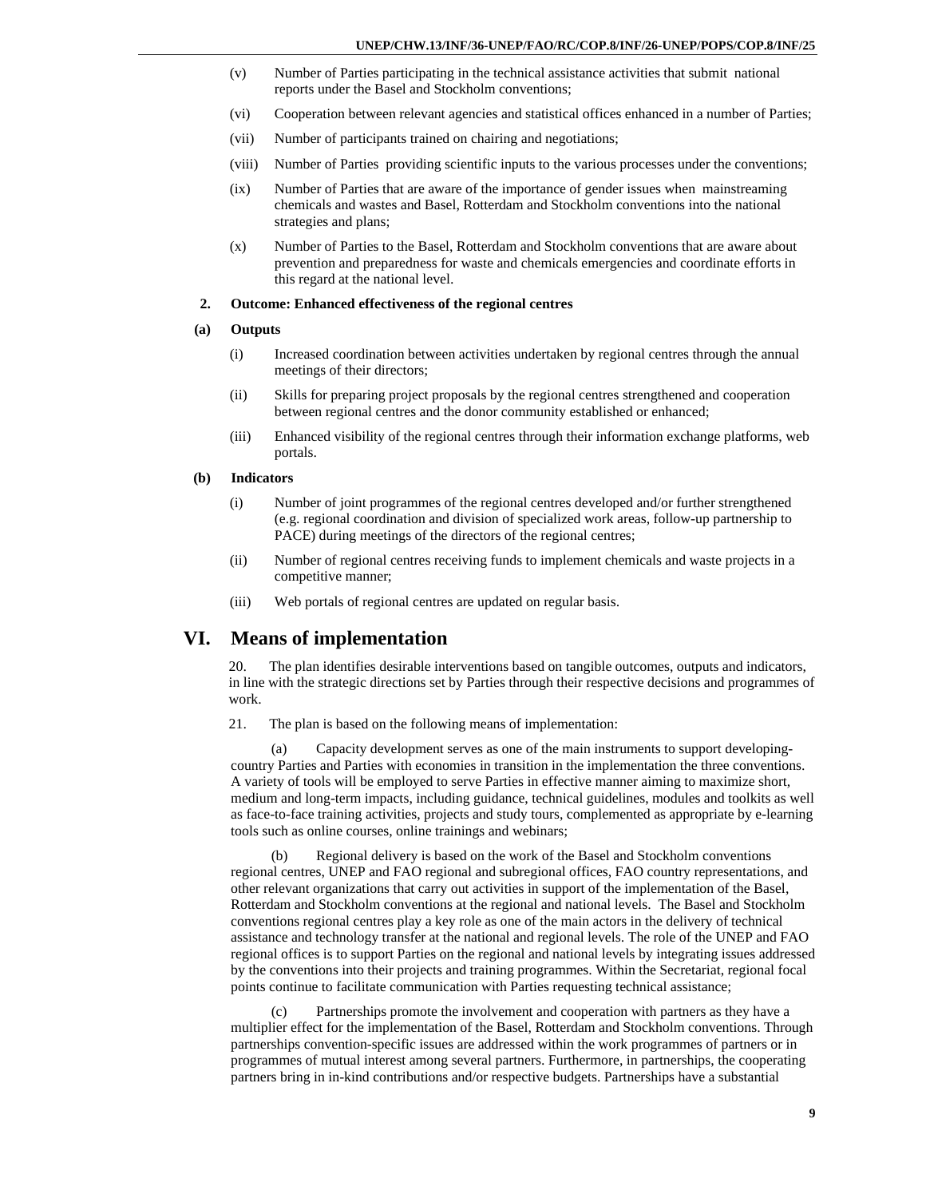(v) Number of Parties participating in the technical assistance activities that submit national reports under the Basel and Stockholm conventions;

(vi) Cooperation between relevant agencies and statistical offices enhanced in a number of Parties;

(vii) Number of participants trained on chairing and negotiations;

(viii) Number of Parties providing scientific inputs to the various processes under the conventions;

(ix) Number of Parties that are aware of the importance of gender issues when mainstreaming chemicals and wastes and Basel, Rotterdam and Stockholm conventions into the national strategies and plans;

(x) Number of Parties to the Basel, Rotterdam and Stockholm conventions that are aware about prevention and preparedness for waste and chemicals emergencies and coordinate efforts in this regard at the national level.

### 2. Outcome: Enhanced effectiveness of the regional centres

#### (a) Outputs

(i) Increased coordination between activities undertaken by regional centres through the annual meetings of their directors;

(ii) Skills for preparing project proposals by the regional centres strengthened and cooperation between regional centres and the donor community established or enhanced;

(iii) Enhanced visibility of the regional centres through their information exchange platforms, web portals.

#### (b) Indicators

(i) Number of joint programmes of the regional centres developed and/or further strengthened (e.g. regional coordination and division of specialized work areas, follow-up partnership to PACE) during meetings of the directors of the regional centres;

(ii) Number of regional centres receiving funds to implement chemicals and waste projects in a competitive manner;

(iii) Web portals of regional centres are updated on regular basis.

## VI. Means of implementation

20. The plan identifies desirable interventions based on tangible outcomes, outputs and indicators, in line with the strategic directions set by Parties through their respective decisions and programmes of work.

21. The plan is based on the following means of implementation:

(a) Capacity development serves as one of the main instruments to support developing-country Parties and Parties with economies in transition in the implementation the three conventions. A variety of tools will be employed to serve Parties in effective manner aiming to maximize short, medium and long-term impacts, including guidance, technical guidelines, modules and toolkits as well as face-to-face training activities, projects and study tours, complemented as appropriate by e-learning tools such as online courses, online trainings and webinars;

(b) Regional delivery is based on the work of the Basel and Stockholm conventions regional centres, UNEP and FAO regional and subregional offices, FAO country representations, and other relevant organizations that carry out activities in support of the implementation of the Basel, Rotterdam and Stockholm conventions at the regional and national levels. The Basel and Stockholm conventions regional centres play a key role as one of the main actors in the delivery of technical assistance and technology transfer at the national and regional levels. The role of the UNEP and FAO regional offices is to support Parties on the regional and national levels by integrating issues addressed by the conventions into their projects and training programmes. Within the Secretariat, regional focal points continue to facilitate communication with Parties requesting technical assistance;

(c) Partnerships promote the involvement and cooperation with partners as they have a multiplier effect for the implementation of the Basel, Rotterdam and Stockholm conventions. Through partnerships convention-specific issues are addressed within the work programmes of partners or in programmes of mutual interest among several partners. Furthermore, in partnerships, the cooperating partners bring in in-kind contributions and/or respective budgets. Partnerships have a substantial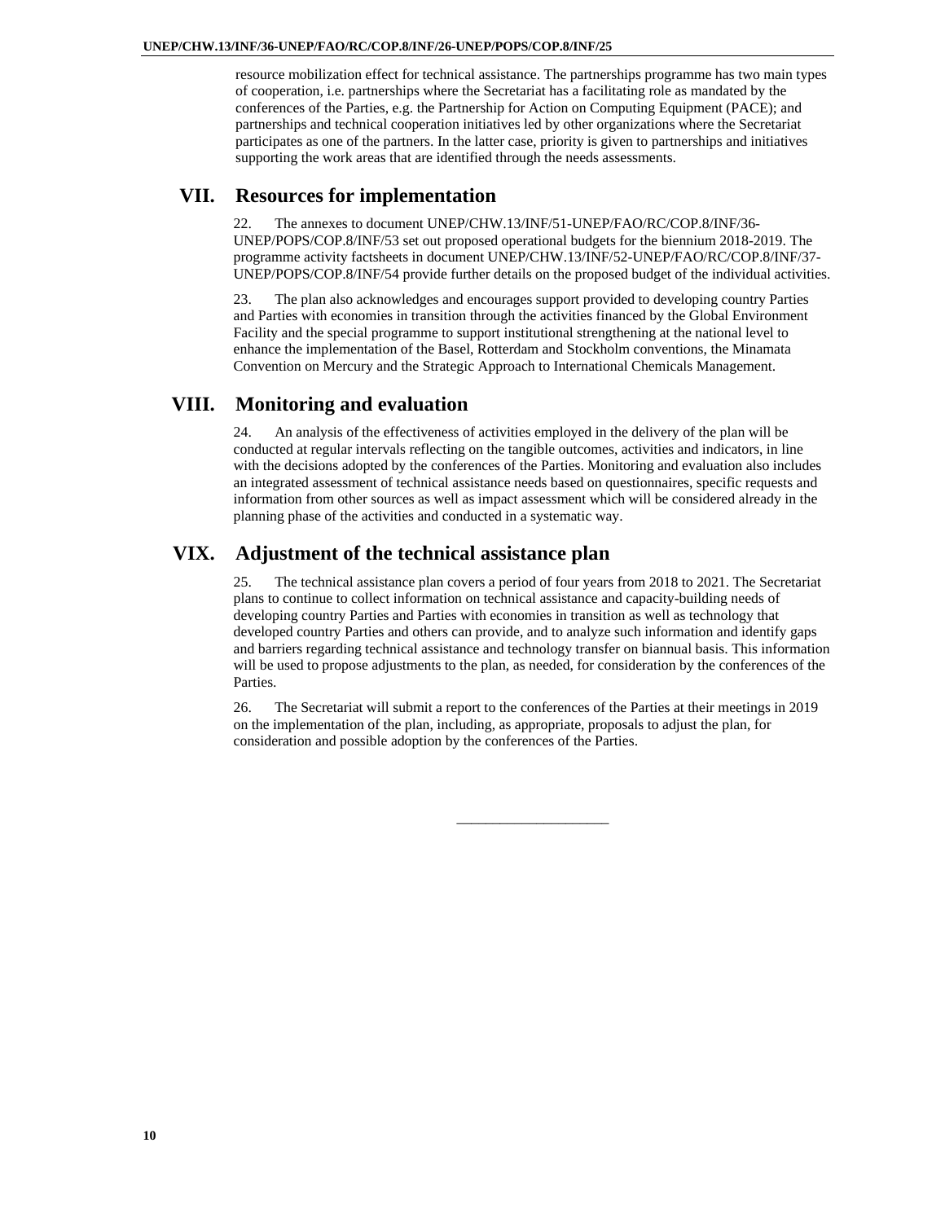resource mobilization effect for technical assistance. The partnerships programme has two main types of cooperation, i.e. partnerships where the Secretariat has a facilitating role as mandated by the conferences of the Parties, e.g. the Partnership for Action on Computing Equipment (PACE); and partnerships and technical cooperation initiatives led by other organizations where the Secretariat participates as one of the partners. In the latter case, priority is given to partnerships and initiatives supporting the work areas that are identified through the needs assessments.

## VII. Resources for implementation

22. The annexes to document UNEP/CHW.13/INF/51-UNEP/FAO/RC/COP.8/INF/36-UNEP/POPS/COP.8/INF/53 set out proposed operational budgets for the biennium 2018-2019. The programme activity factsheets in document UNEP/CHW.13/INF/52-UNEP/FAO/RC/COP.8/INF/37-UNEP/POPS/COP.8/INF/54 provide further details on the proposed budget of the individual activities.

23. The plan also acknowledges and encourages support provided to developing country Parties and Parties with economies in transition through the activities financed by the Global Environment Facility and the special programme to support institutional strengthening at the national level to enhance the implementation of the Basel, Rotterdam and Stockholm conventions, the Minamata Convention on Mercury and the Strategic Approach to International Chemicals Management.

## VIII. Monitoring and evaluation

24. An analysis of the effectiveness of activities employed in the delivery of the plan will be conducted at regular intervals reflecting on the tangible outcomes, activities and indicators, in line with the decisions adopted by the conferences of the Parties. Monitoring and evaluation also includes an integrated assessment of technical assistance needs based on questionnaires, specific requests and information from other sources as well as impact assessment which will be considered already in the planning phase of the activities and conducted in a systematic way.

## VIX. Adjustment of the technical assistance plan

25. The technical assistance plan covers a period of four years from 2018 to 2021. The Secretariat plans to continue to collect information on technical assistance and capacity-building needs of developing country Parties and Parties with economies in transition as well as technology that developed country Parties and others can provide, and to analyze such information and identify gaps and barriers regarding technical assistance and technology transfer on biannual basis. This information will be used to propose adjustments to the plan, as needed, for consideration by the conferences of the Parties.

26. The Secretariat will submit a report to the conferences of the Parties at their meetings in 2019 on the implementation of the plan, including, as appropriate, proposals to adjust the plan, for consideration and possible adoption by the conferences of the Parties.

___________________